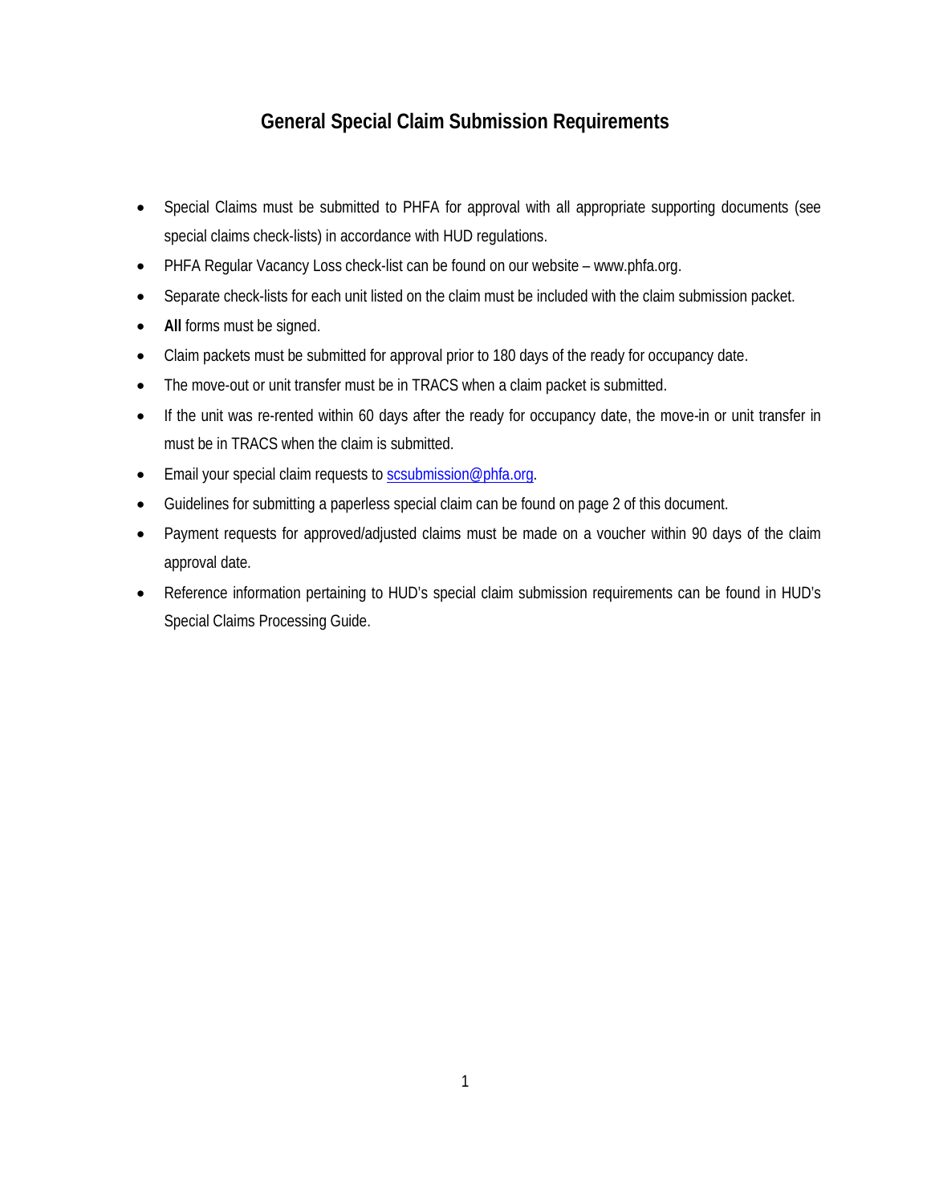# General Special Claim Submission Requirements

- Special Claims must be submitted to PHFA for approval with all appropriate supporting documents (see special claims check-lists) in accordance with HUD regulations.
- PHFA Regular Vacancy Loss check-list can be found on our website – www.phfa.org.
- Separate check-lists for each unit listed on the claim must be included with the claim submission packet.
- **All** forms must be signed.
- Claim packets must be submitted for approval prior to 180 days of the ready for occupancy date.
- The move-out or unit transfer must be in TRACS when a claim packet is submitted.
- If the unit was re-rented within 60 days after the ready for occupancy date, the move-in or unit transfer in must be in TRACS when the claim is submitted.
- Email your special claim requests to scsubmission@phfa.org.
- Guidelines for submitting a paperless special claim can be found on page 2 of this document.
- Payment requests for approved/adjusted claims must be made on a voucher within 90 days of the claim approval date.
- Reference information pertaining to HUD's special claim submission requirements can be found in HUD's Special Claims Processing Guide.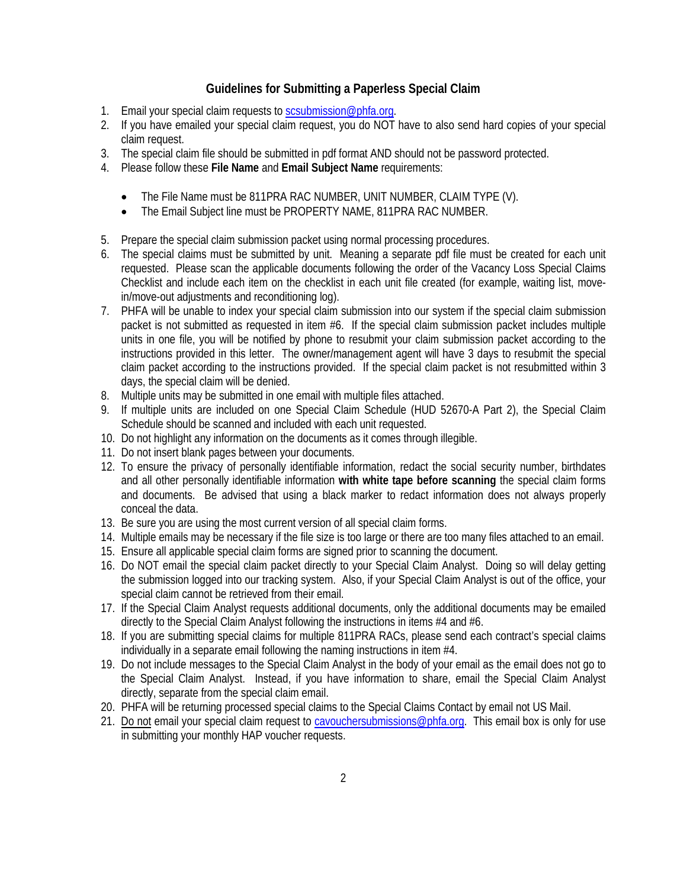## Guidelines for Submitting a Paperless Special Claim

1. Email your special claim requests to scsubmission@phfa.org.
2. If you have emailed your special claim request, you do NOT have to also send hard copies of your special claim request.
3. The special claim file should be submitted in pdf format AND should not be password protected.
4. Please follow these **File Name** and **Email Subject Name** requirements:

   - The File Name must be 811PRA RAC NUMBER, UNIT NUMBER, CLAIM TYPE (V).
   - The Email Subject line must be PROPERTY NAME, 811PRA RAC NUMBER.

5. Prepare the special claim submission packet using normal processing procedures.
6. The special claims must be submitted by unit. Meaning a separate pdf file must be created for each unit requested. Please scan the applicable documents following the order of the Vacancy Loss Special Claims Checklist and include each item on the checklist in each unit file created (for example, waiting list, move-in/move-out adjustments and reconditioning log).
7. PHFA will be unable to index your special claim submission into our system if the special claim submission packet is not submitted as requested in item #6. If the special claim submission packet includes multiple units in one file, you will be notified by phone to resubmit your claim submission packet according to the instructions provided in this letter. The owner/management agent will have 3 days to resubmit the special claim packet according to the instructions provided. If the special claim packet is not resubmitted within 3 days, the special claim will be denied.
8. Multiple units may be submitted in one email with multiple files attached.
9. If multiple units are included on one Special Claim Schedule (HUD 52670-A Part 2), the Special Claim Schedule should be scanned and included with each unit requested.
10. Do not highlight any information on the documents as it comes through illegible.
11. Do not insert blank pages between your documents.
12. To ensure the privacy of personally identifiable information, redact the social security number, birthdates and all other personally identifiable information **with white tape before scanning** the special claim forms and documents. Be advised that using a black marker to redact information does not always properly conceal the data.
13. Be sure you are using the most current version of all special claim forms.
14. Multiple emails may be necessary if the file size is too large or there are too many files attached to an email.
15. Ensure all applicable special claim forms are signed prior to scanning the document.
16. Do NOT email the special claim packet directly to your Special Claim Analyst. Doing so will delay getting the submission logged into our tracking system. Also, if your Special Claim Analyst is out of the office, your special claim cannot be retrieved from their email.
17. If the Special Claim Analyst requests additional documents, only the additional documents may be emailed directly to the Special Claim Analyst following the instructions in items #4 and #6.
18. If you are submitting special claims for multiple 811PRA RACs, please send each contract's special claims individually in a separate email following the naming instructions in item #4.
19. Do not include messages to the Special Claim Analyst in the body of your email as the email does not go to the Special Claim Analyst. Instead, if you have information to share, email the Special Claim Analyst directly, separate from the special claim email.
20. PHFA will be returning processed special claims to the Special Claims Contact by email not US Mail.
21. Do not email your special claim request to cavouchersubmissions@phfa.org. This email box is only for use in submitting your monthly HAP voucher requests.